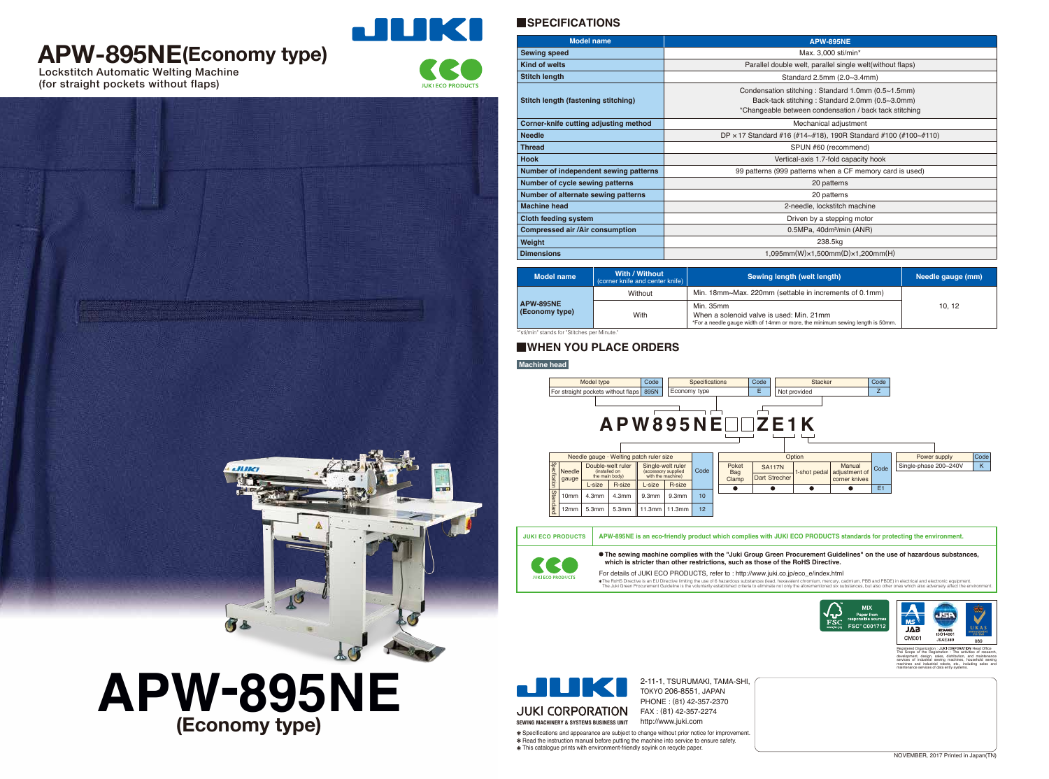# APW-895NE(Economy type)

Lockstitch Automatic Welting Machine
(for straight pockets without flaps)

JUKI ECO PRODUCTS

# APW-895NE
## (Economy type)

## SPECIFICATIONS

| Model name | APW-895NE |
|---|---|
| Sewing speed | Max. 3,000 sti/min* |
| Kind of welts | Parallel double welt, parallel single welt(without flaps) |
| Stitch length | Standard 2.5mm (2.0~3.4mm) |
| Stitch length (fastening stitching) | Condensation stitching : Standard 1.0mm (0.5~1.5mm)<br>Back-tack stitching : Standard 2.0mm (0.5~3.0mm)<br>*Changeable between condensation / back tack stitching |
| Corner-knife cutting adjusting method | Mechanical adjustment |
| Needle | DP × 17 Standard #16 (#14~#18), 190R Standard #100 (#100~#110) |
| Thread | SPUN #60 (recommend) |
| Hook | Vertical-axis 1.7-fold capacity hook |
| Number of independent sewing patterns | 99 patterns (999 patterns when a CF memory card is used) |
| Number of cycle sewing patterns | 20 patterns |
| Number of alternate sewing patterns | 20 patterns |
| Machine head | 2-needle, lockstitch machine |
| Cloth feeding system | Driven by a stepping motor |
| Compressed air /Air consumption | 0.5MPa, 40dm³/min (ANR) |
| Weight | 238.5kg |
| Dimensions | 1,095mm(W)×1,500mm(D)×1,200mm(H) |

| Model name | With / Without (corner knife and center knife) | Sewing length (welt length) | Needle gauge (mm) |
|---|---|---|---|
| APW-895NE (Economy type) | Without | Min. 18mm~Max. 220mm (settable in increments of 0.1mm) | 10, 12 |
| | With | Min. 35mm<br>When a solenoid valve is used: Min. 21mm<br>*For a needle gauge width of 14mm or more, the minimum sewing length is 50mm. | |

*"sti/min" stands for "Stitches per Minute."

## WHEN YOU PLACE ORDERS

**Machine head**

| Model type | Code |
|---|---|
| For straight pockets without flaps | 895N |

| Specifications | Code |
|---|---|
| Economy type | E |

| Stacker | Code |
|---|---|
| Not provided | Z |

**APW895NE□□ZE1K**

| Needle gauge · Welting patch ruler size | | | | | | Code |
|---|---|---|---|---|---|---|
| Specification | Needle gauge | Double-welt ruler (installed on the main body) | | Single-welt ruler (accessory supplied with the machine) | | |
| | | L-size | R-size | L-size | R-size | |
| Standard | 10mm | 4.3mm | 4.3mm | 9.3mm | 9.3mm | 10 |
| | 12mm | 5.3mm | 5.3mm | 11.3mm | 11.3mm | 12 |

| Option | | | | Code |
|---|---|---|---|---|
| Poket Bag Clamp | SA117N Dart Strecher | 1-shot pedal | Manual adjustment of corner knives | |
| ● | ● | ● | ● | E1 |

| Power supply | Code |
|---|---|
| Single-phase 200~240V | K |

**JUKI ECO PRODUCTS** **APW-895NE is an eco-friendly product which complies with JUKI ECO PRODUCTS standards for protecting the environment.**

- **The sewing machine complies with the "Juki Group Green Procurement Guidelines" on the use of hazardous substances, which is stricter than other restrictions, such as those of the RoHS Directive.**

For details of JUKI ECO PRODUCTS, refer to : http://www.juki.co.jp/eco_e/index.html

*The RoHS Directive is an EU Directive limiting the use of 6 hazardous substances (lead, hexavalent chromium, mercury, cadmium, PBB and PBDE) in electrical and electronic equipment. The Juki Green Procurement Guideline is the voluntarily established criteria to eliminate not only the aforementioned six substances, but also other ones which also adversely affect the environment.

MIX Paper from responsible sources FSC® C001712

JAB CM001 · JSA JSAE389 · UKAS 089

Registered Organization : JUKI CORPORATION Head Office
The Scope of the Registration : The activities of research, development, design, sales, distribution, and maintenance services of industrial sewing machines, household sewing machines and industrial robots, etc., including sales and maintenance services of data entry systems.

**JUKI CORPORATION**
**SEWING MACHINERY & SYSTEMS BUSINESS UNIT**

2-11-1, TSURUMAKI, TAMA-SHI, TOKYO 206-8551, JAPAN
PHONE : (81) 42-357-2370
FAX : (81) 42-357-2274
http://www.juki.com

* Specifications and appearance are subject to change without prior notice for improvement.
* Read the instruction manual before putting the machine into service to ensure safety.
* This catalogue prints with environment-friendly soyink on recycle paper.

NOVEMBER, 2017 Printed in Japan(TN)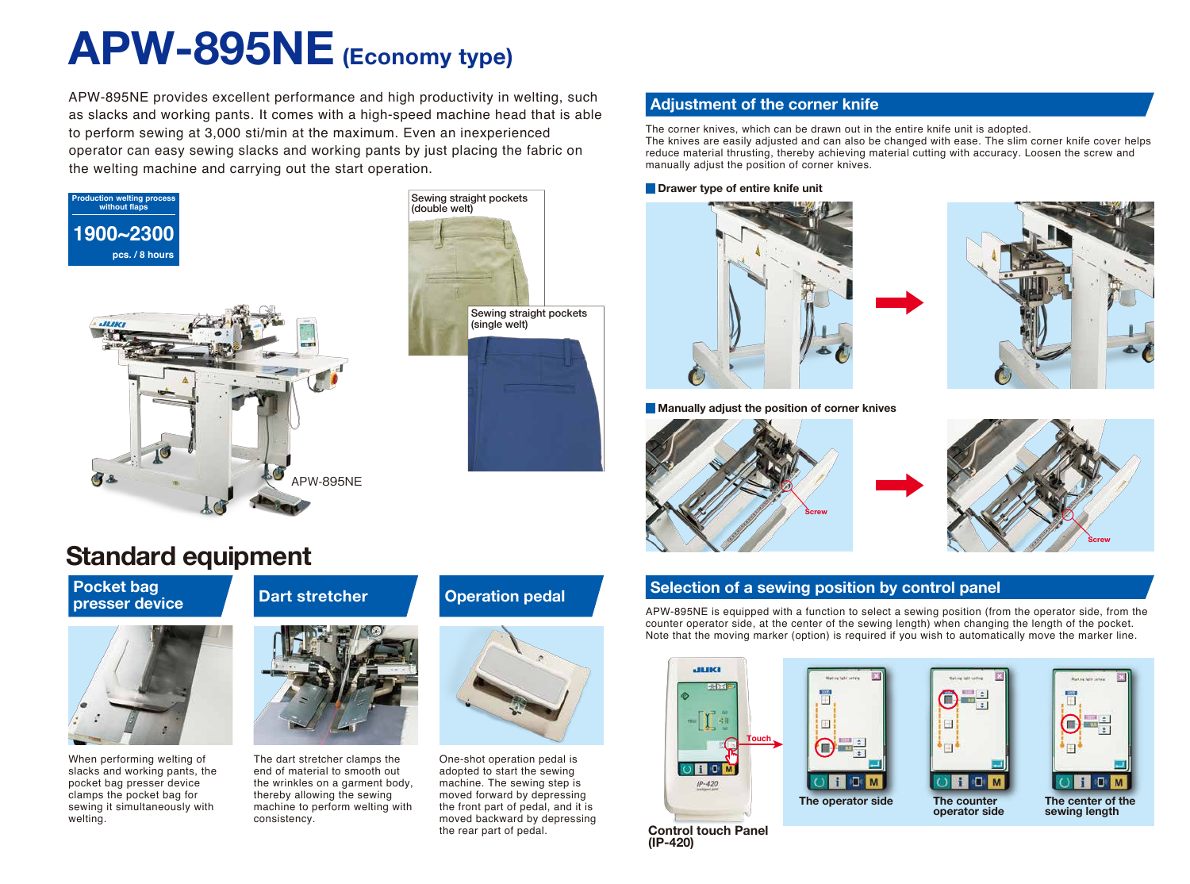# APW-895NE (Economy type)

APW-895NE provides excellent performance and high productivity in welting, such as slacks and working pants. It comes with a high-speed machine head that is able to perform sewing at 3,000 sti/min at the maximum. Even an inexperienced operator can easy sewing slacks and working pants by just placing the fabric on the welting machine and carrying out the start operation.

**Production welting process without flaps**

**1900~2300** pcs. / 8 hours

APW-895NE

Sewing straight pockets (double welt)

Sewing straight pockets (single welt)

## Standard equipment

### Pocket bag presser device

When performing welting of slacks and working pants, the pocket bag presser device clamps the pocket bag for sewing it simultaneously with welting.

### Dart stretcher

The dart stretcher clamps the end of material to smooth out the wrinkles on a garment body, thereby allowing the sewing machine to perform welting with consistency.

### Operation pedal

One-shot operation pedal is adopted to start the sewing machine. The sewing step is moved forward by depressing the front part of pedal, and it is moved backward by depressing the rear part of pedal.

## Adjustment of the corner knife

The corner knives, which can be drawn out in the entire knife unit is adopted.
The knives are easily adjusted and can also be changed with ease. The slim corner knife cover helps reduce material thrusting, thereby achieving material cutting with accuracy. Loosen the screw and manually adjust the position of corner knives.

**Drawer type of entire knife unit**

**Manually adjust the position of corner knives**

Screw

Screw

## Selection of a sewing position by control panel

APW-895NE is equipped with a function to select a sewing position (from the operator side, from the counter operator side, at the center of the sewing length) when changing the length of the pocket. Note that the moving marker (option) is required if you wish to automatically move the marker line.

Touch

**Control touch Panel (IP-420)**

**The operator side**

**The counter operator side**

**The center of the sewing length**